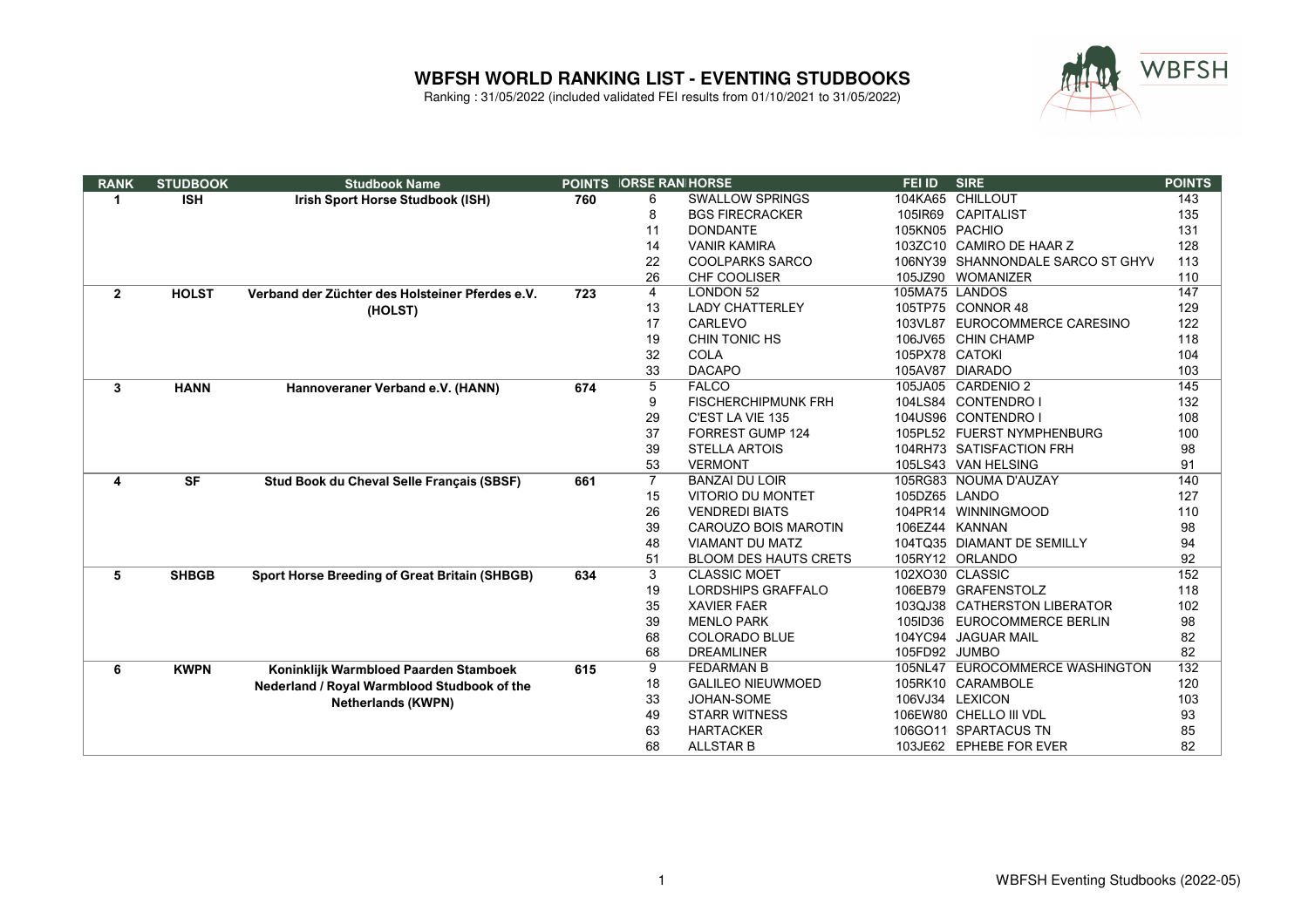# WBFSH WORLD RANKING LIST - EVENTING STUDBOOKS

Ranking : 31/05/2022 (included validated FEI results from 01/10/2021 to 31/05/2022)

| RANK | STUDBOOK | Studbook Name | POINTS | HORSE RANK | HORSE | FEI ID | SIRE | POINTS |
|---|---|---|---|---|---|---|---|---|
| 1 | ISH | Irish Sport Horse Studbook (ISH) | 760 | 6 | SWALLOW SPRINGS | 104KA65 | CHILLOUT | 143 |
| | | | | 8 | BGS FIRECRACKER | 105IR69 | CAPITALIST | 135 |
| | | | | 11 | DONDANTE | 105KN05 | PACHIO | 131 |
| | | | | 14 | VANIR KAMIRA | 103ZC10 | CAMIRO DE HAAR Z | 128 |
| | | | | 22 | COOLPARKS SARCO | 106NY39 | SHANNONDALE SARCO ST GHYV | 113 |
| | | | | 26 | CHF COOLISER | 105JZ90 | WOMANIZER | 110 |
| 2 | HOLST | Verband der Züchter des Holsteiner Pferdes e.V. (HOLST) | 723 | 4 | LONDON 52 | 105MA75 | LANDOS | 147 |
| | | | | 13 | LADY CHATTERLEY | 105TP75 | CONNOR 48 | 129 |
| | | | | 17 | CARLEVO | 103VL87 | EUROCOMMERCE CARESINO | 122 |
| | | | | 19 | CHIN TONIC HS | 106JV65 | CHIN CHAMP | 118 |
| | | | | 32 | COLA | 105PX78 | CATOKI | 104 |
| | | | | 33 | DACAPO | 105AV87 | DIARADO | 103 |
| 3 | HANN | Hannoveraner Verband e.V. (HANN) | 674 | 5 | FALCO | 105JA05 | CARDENIO 2 | 145 |
| | | | | 9 | FISCHERCHIPMUNK FRH | 104LS84 | CONTENDRO I | 132 |
| | | | | 29 | C'EST LA VIE 135 | 104US96 | CONTENDRO I | 108 |
| | | | | 37 | FORREST GUMP 124 | 105PL52 | FUERST NYMPHENBURG | 100 |
| | | | | 39 | STELLA ARTOIS | 104RH73 | SATISFACTION FRH | 98 |
| | | | | 53 | VERMONT | 105LS43 | VAN HELSING | 91 |
| 4 | SF | Stud Book du Cheval Selle Français (SBSF) | 661 | 7 | BANZAI DU LOIR | 105RG83 | NOUMA D'AUZAY | 140 |
| | | | | 15 | VITORIO DU MONTET | 105DZ65 | LANDO | 127 |
| | | | | 26 | VENDREDI BIATS | 104PR14 | WINNINGMOOD | 110 |
| | | | | 39 | CAROUZO BOIS MAROTIN | 106EZ44 | KANNAN | 98 |
| | | | | 48 | VIAMANT DU MATZ | 104TQ35 | DIAMANT DE SEMILLY | 94 |
| | | | | 51 | BLOOM DES HAUTS CRETS | 105RY12 | ORLANDO | 92 |
| 5 | SHBGB | Sport Horse Breeding of Great Britain (SHBGB) | 634 | 3 | CLASSIC MOET | 102XO30 | CLASSIC | 152 |
| | | | | 19 | LORDSHIPS GRAFFALO | 106EB79 | GRAFENSTOLZ | 118 |
| | | | | 35 | XAVIER FAER | 103QJ38 | CATHERSTON LIBERATOR | 102 |
| | | | | 39 | MENLO PARK | 105ID36 | EUROCOMMERCE BERLIN | 98 |
| | | | | 68 | COLORADO BLUE | 104YC94 | JAGUAR MAIL | 82 |
| | | | | 68 | DREAMLINER | 105FD92 | JUMBO | 82 |
| 6 | KWPN | Koninklijk Warmbloed Paarden Stamboek Nederland / Royal Warmblood Studbook of the Netherlands (KWPN) | 615 | 9 | FEDARMAN B | 105NL47 | EUROCOMMERCE WASHINGTON | 132 |
| | | | | 18 | GALILEO NIEUWMOED | 105RK10 | CARAMBOLE | 120 |
| | | | | 33 | JOHAN-SOME | 106VJ34 | LEXICON | 103 |
| | | | | 49 | STARR WITNESS | 106EW80 | CHELLO III VDL | 93 |
| | | | | 63 | HARTACKER | 106GO11 | SPARTACUS TN | 85 |
| | | | | 68 | ALLSTAR B | 103JE62 | EPHEBE FOR EVER | 82 |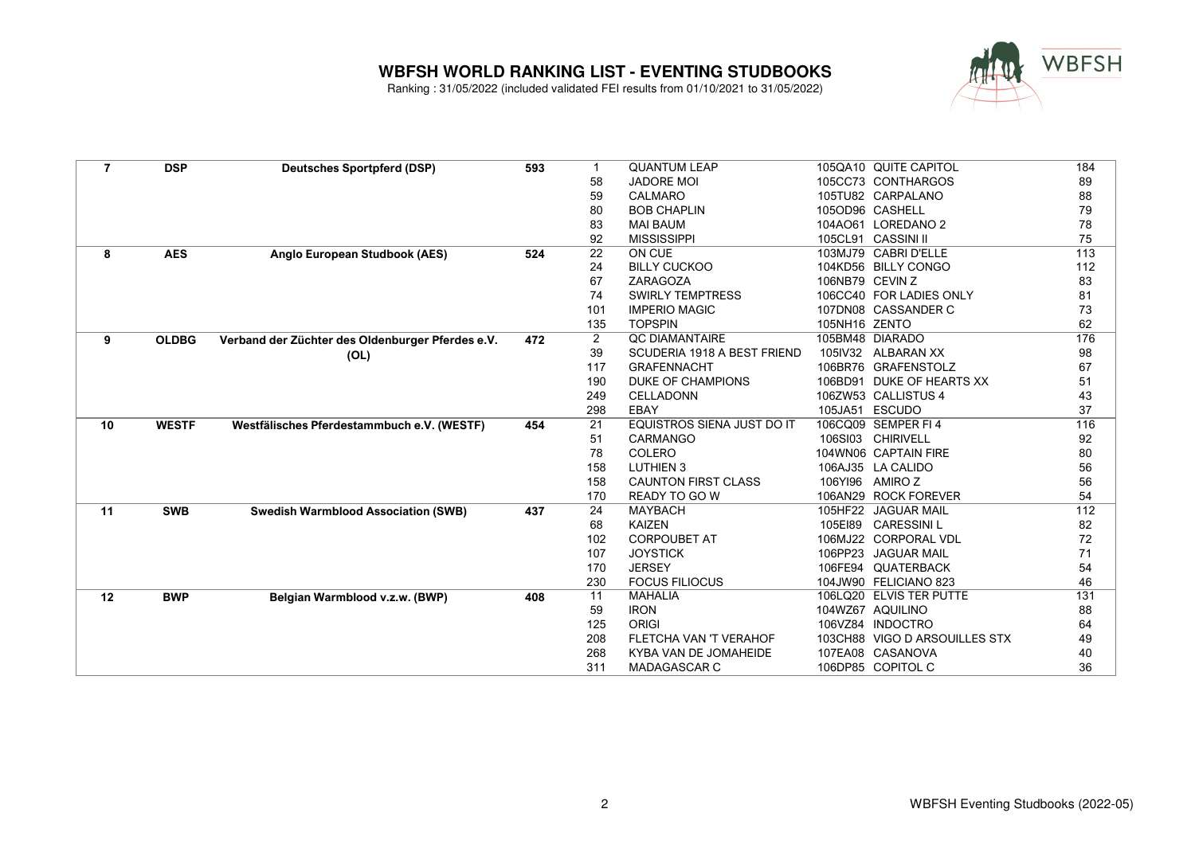# WBFSH WORLD RANKING LIST - EVENTING STUDBOOKS

Ranking : 31/05/2022 (included validated FEI results from 01/10/2021 to 31/05/2022)

| | | | | | | | | |
|---|---|---|---|---|---|---|---|---|
| 7 | DSP | Deutsches Sportpferd (DSP) | 593 | 1 | QUANTUM LEAP | 105QA10 | QUITE CAPITOL | 184 |
| | | | | 58 | JADORE MOI | 105CC73 | CONTHARGOS | 89 |
| | | | | 59 | CALMARO | 105TU82 | CARPALANO | 88 |
| | | | | 80 | BOB CHAPLIN | 105OD96 | CASHELL | 79 |
| | | | | 83 | MAI BAUM | 104AO61 | LOREDANO 2 | 78 |
| | | | | 92 | MISSISSIPPI | 105CL91 | CASSINI II | 75 |
| 8 | AES | Anglo European Studbook (AES) | 524 | 22 | ON CUE | 103MJ79 | CABRI D'ELLE | 113 |
| | | | | 24 | BILLY CUCKOO | 104KD56 | BILLY CONGO | 112 |
| | | | | 67 | ZARAGOZA | 106NB79 | CEVIN Z | 83 |
| | | | | 74 | SWIRLY TEMPTRESS | 106CC40 | FOR LADIES ONLY | 81 |
| | | | | 101 | IMPERIO MAGIC | 107DN08 | CASSANDER C | 73 |
| | | | | 135 | TOPSPIN | 105NH16 | ZENTO | 62 |
| 9 | OLDBG | Verband der Züchter des Oldenburger Pferdes e.V. (OL) | 472 | 2 | QC DIAMANTAIRE | 105BM48 | DIARADO | 176 |
| | | | | 39 | SCUDERIA 1918 A BEST FRIEND | 105IV32 | ALBARAN XX | 98 |
| | | | | 117 | GRAFENNACHT | 106BR76 | GRAFENSTOLZ | 67 |
| | | | | 190 | DUKE OF CHAMPIONS | 106BD91 | DUKE OF HEARTS XX | 51 |
| | | | | 249 | CELLADONN | 106ZW53 | CALLISTUS 4 | 43 |
| | | | | 298 | EBAY | 105JA51 | ESCUDO | 37 |
| 10 | WESTF | Westfälisches Pferdestammbuch e.V. (WESTF) | 454 | 21 | EQUISTROS SIENA JUST DO IT | 106CQ09 | SEMPER FI 4 | 116 |
| | | | | 51 | CARMANGO | 106SI03 | CHIRIVELL | 92 |
| | | | | 78 | COLERO | 104WN06 | CAPTAIN FIRE | 80 |
| | | | | 158 | LUTHIEN 3 | 106AJ35 | LA CALIDO | 56 |
| | | | | 158 | CAUNTON FIRST CLASS | 106YI96 | AMIRO Z | 56 |
| | | | | 170 | READY TO GO W | 106AN29 | ROCK FOREVER | 54 |
| 11 | SWB | Swedish Warmblood Association (SWB) | 437 | 24 | MAYBACH | 105HF22 | JAGUAR MAIL | 112 |
| | | | | 68 | KAIZEN | 105EI89 | CARESSINI L | 82 |
| | | | | 102 | CORPOUBET AT | 106MJ22 | CORPORAL VDL | 72 |
| | | | | 107 | JOYSTICK | 106PP23 | JAGUAR MAIL | 71 |
| | | | | 170 | JERSEY | 106FE94 | QUATERBACK | 54 |
| | | | | 230 | FOCUS FILIOCUS | 104JW90 | FELICIANO 823 | 46 |
| 12 | BWP | Belgian Warmblood v.z.w. (BWP) | 408 | 11 | MAHALIA | 106LQ20 | ELVIS TER PUTTE | 131 |
| | | | | 59 | IRON | 104WZ67 | AQUILINO | 88 |
| | | | | 125 | ORIGI | 106VZ84 | INDOCTRO | 64 |
| | | | | 208 | FLETCHA VAN 'T VERAHOF | 103CH88 | VIGO D ARSOUILLES STX | 49 |
| | | | | 268 | KYBA VAN DE JOMAHEIDE | 107EA08 | CASANOVA | 40 |
| | | | | 311 | MADAGASCAR C | 106DP85 | COPITOL C | 36 |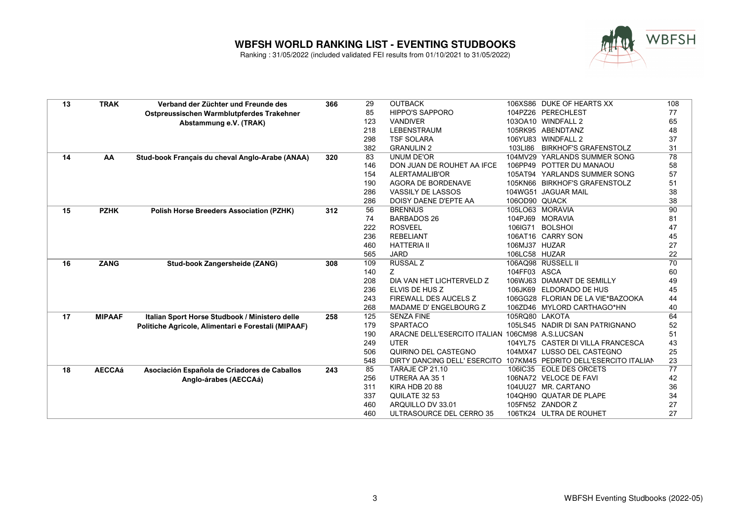# WBFSH WORLD RANKING LIST - EVENTING STUDBOOKS

Ranking : 31/05/2022 (included validated FEI results from 01/10/2021 to 31/05/2022)

| | | | | | | | | |
|---|---|---|---|---|---|---|---|---|
| **13** | **TRAK** | **Verband der Züchter und Freunde des Ostpreussischen Warmblutpferdes Trakehner Abstammung e.V. (TRAK)** | **366** | 29 | OUTBACK | 106XS86 | DUKE OF HEARTS XX | 108 |
| | | | | 85 | HIPPO'S SAPPORO | 104PZ26 | PERECHLEST | 77 |
| | | | | 123 | VANDIVER | 103OA10 | WINDFALL 2 | 65 |
| | | | | 218 | LEBENSTRAUM | 105RK95 | ABENDTANZ | 48 |
| | | | | 298 | TSF SOLARA | 106YU83 | WINDFALL 2 | 37 |
| | | | | 382 | GRANULIN 2 | 103LI86 | BIRKHOF'S GRAFENSTOLZ | 31 |
| **14** | **AA** | **Stud-book Français du cheval Anglo-Arabe (ANAA)** | **320** | 83 | UNUM DE'OR | 104MV29 | YARLANDS SUMMER SONG | 78 |
| | | | | 146 | DON JUAN DE ROUHET AA IFCE | 106PP49 | POTTER DU MANAOU | 58 |
| | | | | 154 | ALERTAMALIB'OR | 105AT94 | YARLANDS SUMMER SONG | 57 |
| | | | | 190 | AGORA DE BORDENAVE | 105KN66 | BIRKHOF'S GRAFENSTOLZ | 51 |
| | | | | 286 | VASSILY DE LASSOS | 104WG51 | JAGUAR MAIL | 38 |
| | | | | 286 | DOISY DAENE D'EPTE AA | 106OD90 | QUACK | 38 |
| **15** | **PZHK** | **Polish Horse Breeders Association (PZHK)** | **312** | 56 | BRENNUS | 105LO63 | MORAVIA | 90 |
| | | | | 74 | BARBADOS 26 | 104PJ69 | MORAVIA | 81 |
| | | | | 222 | ROSVEEL | 106IG71 | BOLSHOI | 47 |
| | | | | 236 | REBELIANT | 106AT16 | CARRY SON | 45 |
| | | | | 460 | HATTERIA II | 106MJ37 | HUZAR | 27 |
| | | | | 565 | JARD | 106LC58 | HUZAR | 22 |
| **16** | **ZANG** | **Stud-book Zangersheide (ZANG)** | **308** | 109 | RUSSAL Z | 106AQ98 | RUSSELL II | 70 |
| | | | | 140 | Z | 104FF03 | ASCA | 60 |
| | | | | 208 | DIA VAN HET LICHTERVELD Z | 106WJ63 | DIAMANT DE SEMILLY | 49 |
| | | | | 236 | ELVIS DE HUS Z | 106JK69 | ELDORADO DE HUS | 45 |
| | | | | 243 | FIREWALL DES AUCELS Z | 106GG28 | FLORIAN DE LA VIE*BAZOOKA | 44 |
| | | | | 268 | MADAME D' ENGELBOURG Z | 106ZD46 | MYLORD CARTHAGO*HN | 40 |
| **17** | **MIPAAF** | **Italian Sport Horse Studbook / Ministero delle Politiche Agricole, Alimentari e Forestali (MIPAAF)** | **258** | 125 | SENZA FINE | 105RQ80 | LAKOTA | 64 |
| | | | | 179 | SPARTACO | 105LS45 | NADIR DI SAN PATRIGNANO | 52 |
| | | | | 190 | ARACNE DELL'ESERCITO ITALIAN | 106CM98 | A.S.LUCSAN | 51 |
| | | | | 249 | UTER | 104YL75 | CASTER DI VILLA FRANCESCA | 43 |
| | | | | 506 | QUIRINO DEL CASTEGNO | 104MX47 | LUSSO DEL CASTEGNO | 25 |
| | | | | 548 | DIRTY DANCING DELL' ESERCITO | 107KM45 | PEDRITO DELL'ESERCITO ITALIAN | 23 |
| **18** | **AECCAá** | **Asociación Española de Criadores de Caballos Anglo-árabes (AECCAá)** | **243** | 85 | TARAJE CP 21.10 | 106IC35 | EOLE DES ORCETS | 77 |
| | | | | 256 | UTRERA AA 35 1 | 106NA72 | VELOCE DE FAVI | 42 |
| | | | | 311 | KIRA HDB 20 88 | 104UU27 | MR. CARTANO | 36 |
| | | | | 337 | QUILATE 32 53 | 104QH90 | QUATAR DE PLAPE | 34 |
| | | | | 460 | ARQUILLO DV 33.01 | 105FN52 | ZANDOR Z | 27 |
| | | | | 460 | ULTRASOURCE DEL CERRO 35 | 106TK24 | ULTRA DE ROUHET | 27 |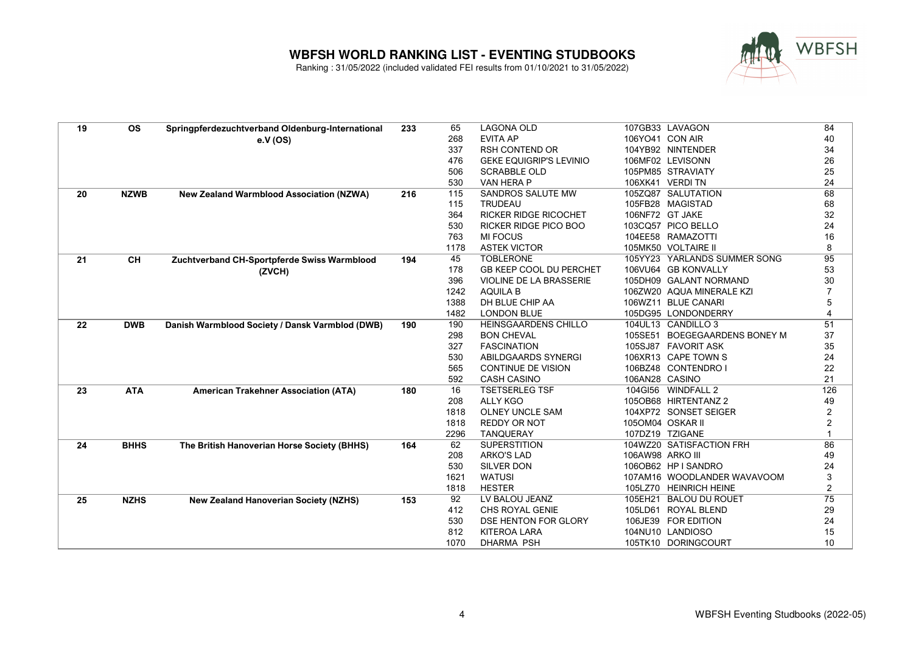# WBFSH WORLD RANKING LIST - EVENTING STUDBOOKS

Ranking : 31/05/2022 (included validated FEI results from 01/10/2021 to 31/05/2022)

| Rank | Code | Studbook | Points | Horse Rank | Horse | FEI ID | Sire | Horse Points |
|---|---|---|---|---|---|---|---|---|
| 19 | OS | Springpferdezuchtverband Oldenburg-International e.V (OS) | 233 | 65 | LAGONA OLD | 107GB33 | LAVAGON | 84 |
| | | | | 268 | EVITA AP | 106YO41 | CON AIR | 40 |
| | | | | 337 | RSH CONTEND OR | 104YB92 | NINTENDER | 34 |
| | | | | 476 | GEKE EQUIGRIP'S LEVINIO | 106MF02 | LEVISONN | 26 |
| | | | | 506 | SCRABBLE OLD | 105PM85 | STRAVIATY | 25 |
| | | | | 530 | VAN HERA P | 106XK41 | VERDI TN | 24 |
| 20 | NZWB | New Zealand Warmblood Association (NZWA) | 216 | 115 | SANDROS SALUTE MW | 105ZQ87 | SALUTATION | 68 |
| | | | | 115 | TRUDEAU | 105FB28 | MAGISTAD | 68 |
| | | | | 364 | RICKER RIDGE RICOCHET | 106NF72 | GT JAKE | 32 |
| | | | | 530 | RICKER RIDGE PICO BOO | 103CQ57 | PICO BELLO | 24 |
| | | | | 763 | MI FOCUS | 104EE58 | RAMAZOTTI | 16 |
| | | | | 1178 | ASTEK VICTOR | 105MK50 | VOLTAIRE II | 8 |
| 21 | CH | Zuchtverband CH-Sportpferde Swiss Warmblood (ZVCH) | 194 | 45 | TOBLERONE | 105YY23 | YARLANDS SUMMER SONG | 95 |
| | | | | 178 | GB KEEP COOL DU PERCHET | 106VU64 | GB KONVALLY | 53 |
| | | | | 396 | VIOLINE DE LA BRASSERIE | 105DH09 | GALANT NORMAND | 30 |
| | | | | 1242 | AQUILA B | 106ZW20 | AQUA MINERALE KZI | 7 |
| | | | | 1388 | DH BLUE CHIP AA | 106WZ11 | BLUE CANARI | 5 |
| | | | | 1482 | LONDON BLUE | 105DG95 | LONDONDERRY | 4 |
| 22 | DWB | Danish Warmblood Society / Dansk Varmblod (DWB) | 190 | 190 | HEINSGAARDENS CHILLO | 104UL13 | CANDILLO 3 | 51 |
| | | | | 298 | BON CHEVAL | 105SE51 | BOEGEGAARDENS BONEY M | 37 |
| | | | | 327 | FASCINATION | 105SJ87 | FAVORIT ASK | 35 |
| | | | | 530 | ABILDGAARDS SYNERGI | 106XR13 | CAPE TOWN S | 24 |
| | | | | 565 | CONTINUE DE VISION | 106BZ48 | CONTENDRO I | 22 |
| | | | | 592 | CASH CASINO | 106AN28 | CASINO | 21 |
| 23 | ATA | American Trakehner Association (ATA) | 180 | 16 | TSETSERLEG TSF | 104GI56 | WINDFALL 2 | 126 |
| | | | | 208 | ALLY KGO | 105OB68 | HIRTENTANZ 2 | 49 |
| | | | | 1818 | OLNEY UNCLE SAM | 104XP72 | SONSET SEIGER | 2 |
| | | | | 1818 | REDDY OR NOT | 105OM04 | OSKAR II | 2 |
| | | | | 2296 | TANQUERAY | 107DZ19 | TZIGANE | 1 |
| 24 | BHHS | The British Hanoverian Horse Society (BHHS) | 164 | 62 | SUPERSTITION | 104WZ20 | SATISFACTION FRH | 86 |
| | | | | 208 | ARKO'S LAD | 106AW98 | ARKO III | 49 |
| | | | | 530 | SILVER DON | 106OB62 | HP I SANDRO | 24 |
| | | | | 1621 | WATUSI | 107AM16 | WOODLANDER WAVAVOOM | 3 |
| | | | | 1818 | HESTER | 105LZ70 | HEINRICH HEINE | 2 |
| 25 | NZHS | New Zealand Hanoverian Society (NZHS) | 153 | 92 | LV BALOU JEANZ | 105EH21 | BALOU DU ROUET | 75 |
| | | | | 412 | CHS ROYAL GENIE | 105LD61 | ROYAL BLEND | 29 |
| | | | | 530 | DSE HENTON FOR GLORY | 106JE39 | FOR EDITION | 24 |
| | | | | 812 | KITEROA LARA | 104NU10 | LANDIOSO | 15 |
| | | | | 1070 | DHARMA PSH | 105TK10 | DORINGCOURT | 10 |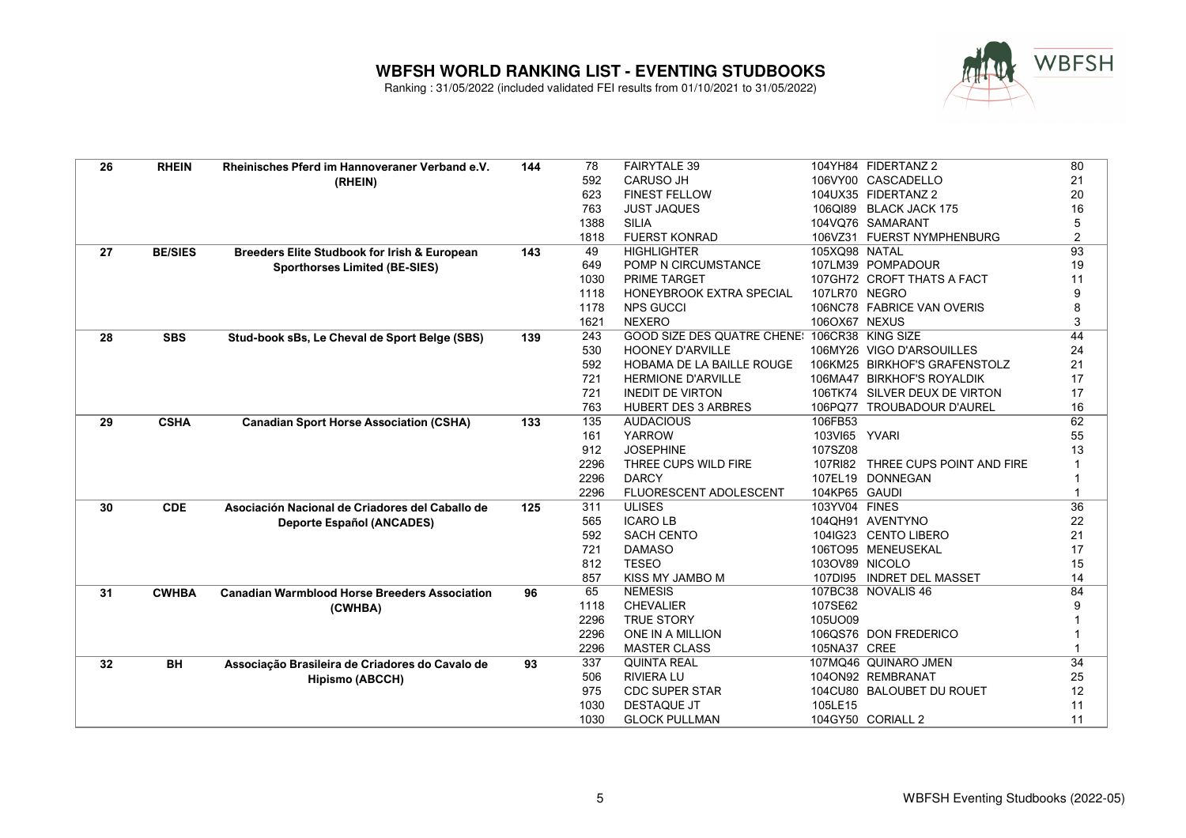# WBFSH WORLD RANKING LIST - EVENTING STUDBOOKS

Ranking : 31/05/2022 (included validated FEI results from 01/10/2021 to 31/05/2022)

| | | | | | | | | |
|---|---|---|---|---|---|---|---|---|
| **26** | **RHEIN** | **Rheinisches Pferd im Hannoveraner Verband e.V. (RHEIN)** | **144** | 78 | FAIRYTALE 39 | 104YH84 | FIDERTANZ 2 | 80 |
| | | | | 592 | CARUSO JH | 106VY00 | CASCADELLO | 21 |
| | | | | 623 | FINEST FELLOW | 104UX35 | FIDERTANZ 2 | 20 |
| | | | | 763 | JUST JAQUES | 106QI89 | BLACK JACK 175 | 16 |
| | | | | 1388 | SILIA | 104VQ76 | SAMARANT | 5 |
| | | | | 1818 | FUERST KONRAD | 106VZ31 | FUERST NYMPHENBURG | 2 |
| **27** | **BE/SIES** | **Breeders Elite Studbook for Irish & European Sporthorses Limited (BE-SIES)** | **143** | 49 | HIGHLIGHTER | 105XQ98 | NATAL | 93 |
| | | | | 649 | POMP N CIRCUMSTANCE | 107LM39 | POMPADOUR | 19 |
| | | | | 1030 | PRIME TARGET | 107GH72 | CROFT THATS A FACT | 11 |
| | | | | 1118 | HONEYBROOK EXTRA SPECIAL | 107LR70 | NEGRO | 9 |
| | | | | 1178 | NPS GUCCI | 106NC78 | FABRICE VAN OVERIS | 8 |
| | | | | 1621 | NEXERO | 106OX67 | NEXUS | 3 |
| **28** | **SBS** | **Stud-book sBs, Le Cheval de Sport Belge (SBS)** | **139** | 243 | GOOD SIZE DES QUATRE CHENE: | 106CR38 | KING SIZE | 44 |
| | | | | 530 | HOONEY D'ARVILLE | 106MY26 | VIGO D'ARSOUILLES | 24 |
| | | | | 592 | HOBAMA DE LA BAILLE ROUGE | 106KM25 | BIRKHOF'S GRAFENSTOLZ | 21 |
| | | | | 721 | HERMIONE D'ARVILLE | 106MA47 | BIRKHOF'S ROYALDIK | 17 |
| | | | | 721 | INEDIT DE VIRTON | 106TK74 | SILVER DEUX DE VIRTON | 17 |
| | | | | 763 | HUBERT DES 3 ARBRES | 106PQ77 | TROUBADOUR D'AUREL | 16 |
| **29** | **CSHA** | **Canadian Sport Horse Association (CSHA)** | **133** | 135 | AUDACIOUS | 106FB53 | | 62 |
| | | | | 161 | YARROW | 103VI65 | YVARI | 55 |
| | | | | 912 | JOSEPHINE | 107SZ08 | | 13 |
| | | | | 2296 | THREE CUPS WILD FIRE | 107RI82 | THREE CUPS POINT AND FIRE | 1 |
| | | | | 2296 | DARCY | 107EL19 | DONNEGAN | 1 |
| | | | | 2296 | FLUORESCENT ADOLESCENT | 104KP65 | GAUDI | 1 |
| **30** | **CDE** | **Asociación Nacional de Criadores del Caballo de Deporte Español (ANCADES)** | **125** | 311 | ULISES | 103YV04 | FINES | 36 |
| | | | | 565 | ICARO LB | 104QH91 | AVENTYNO | 22 |
| | | | | 592 | SACH CENTO | 104IG23 | CENTO LIBERO | 21 |
| | | | | 721 | DAMASO | 106TO95 | MENEUSEKAL | 17 |
| | | | | 812 | TESEO | 103OV89 | NICOLO | 15 |
| | | | | 857 | KISS MY JAMBO M | 107DI95 | INDRET DEL MASSET | 14 |
| **31** | **CWHBA** | **Canadian Warmblood Horse Breeders Association (CWHBA)** | **96** | 65 | NEMESIS | 107BC38 | NOVALIS 46 | 84 |
| | | | | 1118 | CHEVALIER | 107SE62 | | 9 |
| | | | | 2296 | TRUE STORY | 105UO09 | | 1 |
| | | | | 2296 | ONE IN A MILLION | 106QS76 | DON FREDERICO | 1 |
| | | | | 2296 | MASTER CLASS | 105NA37 | CREE | 1 |
| **32** | **BH** | **Associação Brasileira de Criadores do Cavalo de Hipismo (ABCCH)** | **93** | 337 | QUINTA REAL | 107MQ46 | QUINARO JMEN | 34 |
| | | | | 506 | RIVIERA LU | 104ON92 | REMBRANAT | 25 |
| | | | | 975 | CDC SUPER STAR | 104CU80 | BALOUBET DU ROUET | 12 |
| | | | | 1030 | DESTAQUE JT | 105LE15 | | 11 |
| | | | | 1030 | GLOCK PULLMAN | 104GY50 | CORIALL 2 | 11 |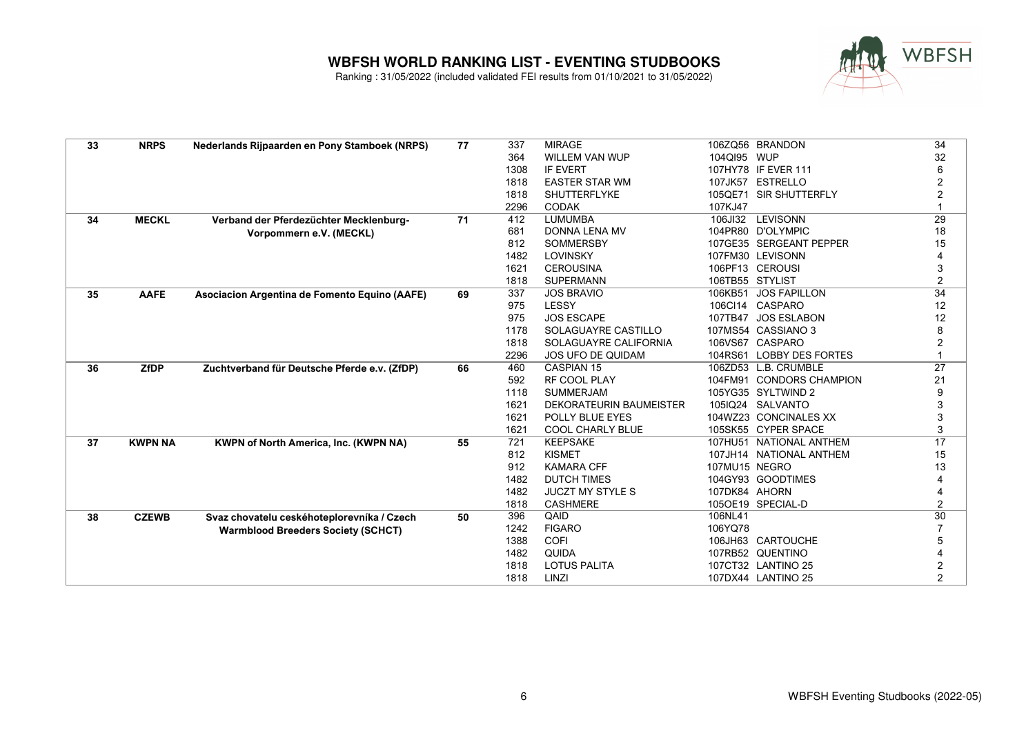# WBFSH WORLD RANKING LIST - EVENTING STUDBOOKS

Ranking : 31/05/2022 (included validated FEI results from 01/10/2021 to 31/05/2022)

| | | | | | | | | |
|---|---|---|---|---|---|---|---|---|
| **33** | **NRPS** | **Nederlands Rijpaarden en Pony Stamboek (NRPS)** | **77** | 337 | MIRAGE | 106ZQ56 | BRANDON | 34 |
| | | | | 364 | WILLEM VAN WUP | 104QI95 | WUP | 32 |
| | | | | 1308 | IF EVERT | 107HY78 | IF EVER 111 | 6 |
| | | | | 1818 | EASTER STAR WM | 107JK57 | ESTRELLO | 2 |
| | | | | 1818 | SHUTTERFLYKE | 105QE71 | SIR SHUTTERFLY | 2 |
| | | | | 2296 | CODAK | 107KJ47 | | 1 |
| **34** | **MECKL** | **Verband der Pferdezüchter Mecklenburg-Vorpommern e.V. (MECKL)** | **71** | 412 | LUMUMBA | 106JI32 | LEVISONN | 29 |
| | | | | 681 | DONNA LENA MV | 104PR80 | D'OLYMPIC | 18 |
| | | | | 812 | SOMMERSBY | 107GE35 | SERGEANT PEPPER | 15 |
| | | | | 1482 | LOVINSKY | 107FM30 | LEVISONN | 4 |
| | | | | 1621 | CEROUSINA | 106PF13 | CEROUSI | 3 |
| | | | | 1818 | SUPERMANN | 106TB55 | STYLIST | 2 |
| **35** | **AAFE** | **Asociacion Argentina de Fomento Equino (AAFE)** | **69** | 337 | JOS BRAVIO | 106KB51 | JOS FAPILLON | 34 |
| | | | | 975 | LESSY | 106CI14 | CASPARO | 12 |
| | | | | 975 | JOS ESCAPE | 107TB47 | JOS ESLABON | 12 |
| | | | | 1178 | SOLAGUAYRE CASTILLO | 107MS54 | CASSIANO 3 | 8 |
| | | | | 1818 | SOLAGUAYRE CALIFORNIA | 106VS67 | CASPARO | 2 |
| | | | | 2296 | JOS UFO DE QUIDAM | 104RS61 | LOBBY DES FORTES | 1 |
| **36** | **ZfDP** | **Zuchtverband für Deutsche Pferde e.v. (ZfDP)** | **66** | 460 | CASPIAN 15 | 106ZD53 | L.B. CRUMBLE | 27 |
| | | | | 592 | RF COOL PLAY | 104FM91 | CONDORS CHAMPION | 21 |
| | | | | 1118 | SUMMERJAM | 105YG35 | SYLTWIND 2 | 9 |
| | | | | 1621 | DEKORATEURIN BAUMEISTER | 105IQ24 | SALVANTO | 3 |
| | | | | 1621 | POLLY BLUE EYES | 104WZ23 | CONCINALES XX | 3 |
| | | | | 1621 | COOL CHARLY BLUE | 105SK55 | CYPER SPACE | 3 |
| **37** | **KWPN NA** | **KWPN of North America, Inc. (KWPN NA)** | **55** | 721 | KEEPSAKE | 107HU51 | NATIONAL ANTHEM | 17 |
| | | | | 812 | KISMET | 107JH14 | NATIONAL ANTHEM | 15 |
| | | | | 912 | KAMARA CFF | 107MU15 | NEGRO | 13 |
| | | | | 1482 | DUTCH TIMES | 104GY93 | GOODTIMES | 4 |
| | | | | 1482 | JUCZT MY STYLE S | 107DK84 | AHORN | 4 |
| | | | | 1818 | CASHMERE | 105OE19 | SPECIAL-D | 2 |
| **38** | **CZEWB** | **Svaz chovatelu českéhoteplorevníka / Czech Warmblood Breeders Society (SCHCT)** | **50** | 396 | QAID | 106NL41 | | 30 |
| | | | | 1242 | FIGARO | 106YQ78 | | 7 |
| | | | | 1388 | COFI | 106JH63 | CARTOUCHE | 5 |
| | | | | 1482 | QUIDA | 107RB52 | QUENTINO | 4 |
| | | | | 1818 | LOTUS PALITA | 107CT32 | LANTINO 25 | 2 |
| | | | | 1818 | LINZI | 107DX44 | LANTINO 25 | 2 |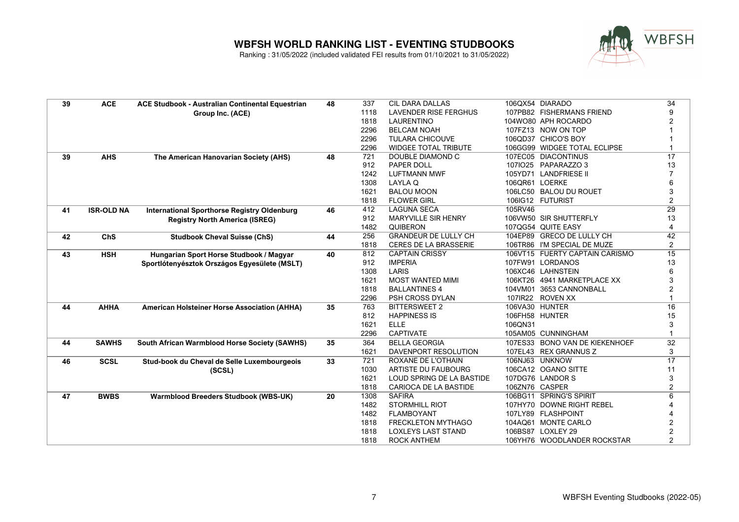# WBFSH WORLD RANKING LIST - EVENTING STUDBOOKS

Ranking : 31/05/2022 (included validated FEI results from 01/10/2021 to 31/05/2022)

| | | | | | | | | |
|---|---|---|---|---|---|---|---|---|
| 39 | ACE | ACE Studbook - Australian Continental Equestrian Group Inc. (ACE) | 48 | 337 | CIL DARA DALLAS | 106QX54 | DIARADO | 34 |
| | | | | 1118 | LAVENDER RISE FERGHUS | 107PB82 | FISHERMANS FRIEND | 9 |
| | | | | 1818 | LAURENTINO | 104WO80 | APH ROCARDO | 2 |
| | | | | 2296 | BELCAM NOAH | 107FZ13 | NOW ON TOP | 1 |
| | | | | 2296 | TULARA CHICOUVE | 106QD37 | CHICO'S BOY | 1 |
| | | | | 2296 | WIDGEE TOTAL TRIBUTE | 106GG99 | WIDGEE TOTAL ECLIPSE | 1 |
| 39 | AHS | The American Hanovarian Society (AHS) | 48 | 721 | DOUBLE DIAMOND C | 107EC05 | DIACONTINUS | 17 |
| | | | | 912 | PAPER DOLL | 107IO25 | PAPARAZZO 3 | 13 |
| | | | | 1242 | LUFTMANN MWF | 105YD71 | LANDFRIESE II | 7 |
| | | | | 1308 | LAYLA Q | 106QR61 | LOERKE | 6 |
| | | | | 1621 | BALOU MOON | 106LC50 | BALOU DU ROUET | 3 |
| | | | | 1818 | FLOWER GIRL | 106IG12 | FUTURIST | 2 |
| 41 | ISR-OLD NA | International Sporthorse Registry Oldenburg Registry North America (ISREG) | 46 | 412 | LAGUNA SECA | 105RV46 | | 29 |
| | | | | 912 | MARYVILLE SIR HENRY | 106VW50 | SIR SHUTTERFLY | 13 |
| | | | | 1482 | QUIBERON | 107QG54 | QUITE EASY | 4 |
| 42 | ChS | Studbook Cheval Suisse (ChS) | 44 | 256 | GRANDEUR DE LULLY CH | 104EP89 | GRECO DE LULLY CH | 42 |
| | | | | 1818 | CERES DE LA BRASSERIE | 106TR86 | I'M SPECIAL DE MUZE | 2 |
| 43 | HSH | Hungarian Sport Horse Studbook / Magyar Sportlótenyésztok Országos Egyesülete (MSLT) | 40 | 812 | CAPTAIN CRISSY | 106VT15 | FUERTY CAPTAIN CARISMO | 15 |
| | | | | 912 | IMPERIA | 107FW91 | LORDANOS | 13 |
| | | | | 1308 | LARIS | 106XC46 | LAHNSTEIN | 6 |
| | | | | 1621 | MOST WANTED MIMI | 106KT26 | 4941 MARKETPLACE XX | 3 |
| | | | | 1818 | BALLANTINES 4 | 104VM01 | 3653 CANNONBALL | 2 |
| | | | | 2296 | PSH CROSS DYLAN | 107IR22 | ROVEN XX | 1 |
| 44 | AHHA | American Holsteiner Horse Association (AHHA) | 35 | 763 | BITTERSWEET 2 | 106VA30 | HUNTER | 16 |
| | | | | 812 | HAPPINESS IS | 106FH58 | HUNTER | 15 |
| | | | | 1621 | ELLE | 106QN31 | | 3 |
| | | | | 2296 | CAPTIVATE | 105AM05 | CUNNINGHAM | 1 |
| 44 | SAWHS | South African Warmblood Horse Society (SAWHS) | 35 | 364 | BELLA GEORGIA | 107ES33 | BONO VAN DE KIEKENHOEF | 32 |
| | | | | 1621 | DAVENPORT RESOLUTION | 107EL43 | REX GRANNUS Z | 3 |
| 46 | SCSL | Stud-book du Cheval de Selle Luxembourgeois (SCSL) | 33 | 721 | ROXANE DE L'OTHAIN | 106NJ63 | UNKNOW | 17 |
| | | | | 1030 | ARTISTE DU FAUBOURG | 106CA12 | OGANO SITTE | 11 |
| | | | | 1621 | LOUD SPRING DE LA BASTIDE | 107DG76 | LANDOR S | 3 |
| | | | | 1818 | CARIOCA DE LA BASTIDE | 106ZN76 | CASPER | 2 |
| 47 | BWBS | Warmblood Breeders Studbook (WBS-UK) | 20 | 1308 | SAFIRA | 106BG11 | SPRING'S SPIRIT | 6 |
| | | | | 1482 | STORMHILL RIOT | 107HY70 | DOWNE RIGHT REBEL | 4 |
| | | | | 1482 | FLAMBOYANT | 107LY89 | FLASHPOINT | 4 |
| | | | | 1818 | FRECKLETON MYTHAGO | 104AQ61 | MONTE CARLO | 2 |
| | | | | 1818 | LOXLEYS LAST STAND | 106BS87 | LOXLEY 29 | 2 |
| | | | | 1818 | ROCK ANTHEM | 106YH76 | WOODLANDER ROCKSTAR | 2 |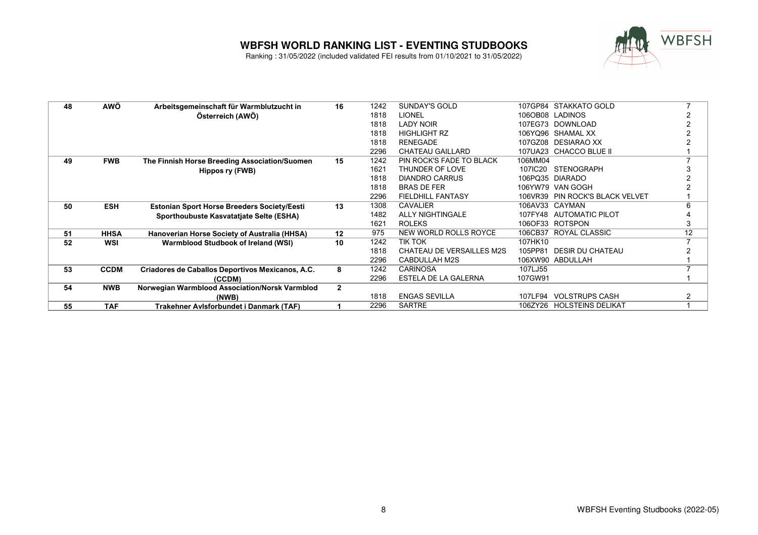# WBFSH WORLD RANKING LIST - EVENTING STUDBOOKS

Ranking : 31/05/2022 (included validated FEI results from 01/10/2021 to 31/05/2022)

| | | | | | | | | |
|---|---|---|---|---|---|---|---|---|
| 48 | AWÖ | Arbeitsgemeinschaft für Warmblutzucht in Österreich (AWÖ) | 16 | 1242 | SUNDAY'S GOLD | 107GP84 | STAKKATO GOLD | 7 |
| | | | | 1818 | LIONEL | 106OB08 | LADINOS | 2 |
| | | | | 1818 | LADY NOIR | 107EG73 | DOWNLOAD | 2 |
| | | | | 1818 | HIGHLIGHT RZ | 106YQ96 | SHAMAL XX | 2 |
| | | | | 1818 | RENEGADE | 107GZ08 | DESIARAO XX | 2 |
| | | | | 2296 | CHATEAU GAILLARD | 107UA23 | CHACCO BLUE II | 1 |
| 49 | FWB | The Finnish Horse Breeding Association/Suomen Hippos ry (FWB) | 15 | 1242 | PIN ROCK'S FADE TO BLACK | 106MM04 | | 7 |
| | | | | 1621 | THUNDER OF LOVE | 107IC20 | STENOGRAPH | 3 |
| | | | | 1818 | DIANDRO CARRUS | 106PQ35 | DIARADO | 2 |
| | | | | 1818 | BRAS DE FER | 106YW79 | VAN GOGH | 2 |
| | | | | 2296 | FIELDHILL FANTASY | 106VR39 | PIN ROCK'S BLACK VELVET | 1 |
| 50 | ESH | Estonian Sport Horse Breeders Society/Eesti Sporthoubuste Kasvatatjate Selte (ESHA) | 13 | 1308 | CAVALIER | 106AV33 | CAYMAN | 6 |
| | | | | 1482 | ALLY NIGHTINGALE | 107FY48 | AUTOMATIC PILOT | 4 |
| | | | | 1621 | ROLEKS | 106OF33 | ROTSPON | 3 |
| 51 | HHSA | Hanoverian Horse Society of Australia (HHSA) | 12 | 975 | NEW WORLD ROLLS ROYCE | 106CB37 | ROYAL CLASSIC | 12 |
| 52 | WSI | Warmblood Studbook of Ireland (WSI) | 10 | 1242 | TIK TOK | 107HK10 | | 7 |
| | | | | 1818 | CHATEAU DE VERSAILLES M2S | 105PP81 | DESIR DU CHATEAU | 2 |
| | | | | 2296 | CABDULLAH M2S | 106XW90 | ABDULLAH | 1 |
| 53 | CCDM | Criadores de Caballos Deportivos Mexicanos, A.C. (CCDM) | 8 | 1242 | CARINOSA | 107LJ55 | | 7 |
| | | | | 2296 | ESTELA DE LA GALERNA | 107GW91 | | 1 |
| 54 | NWB | Norwegian Warmblood Association/Norsk Varmblod (NWB) | 2 | 1818 | ENGAS SEVILLA | 107LF94 | VOLSTRUPS CASH | 2 |
| 55 | TAF | Trakehner Avlsforbundet i Danmark (TAF) | 1 | 2296 | SARTRE | 106ZY26 | HOLSTEINS DELIKAT | 1 |